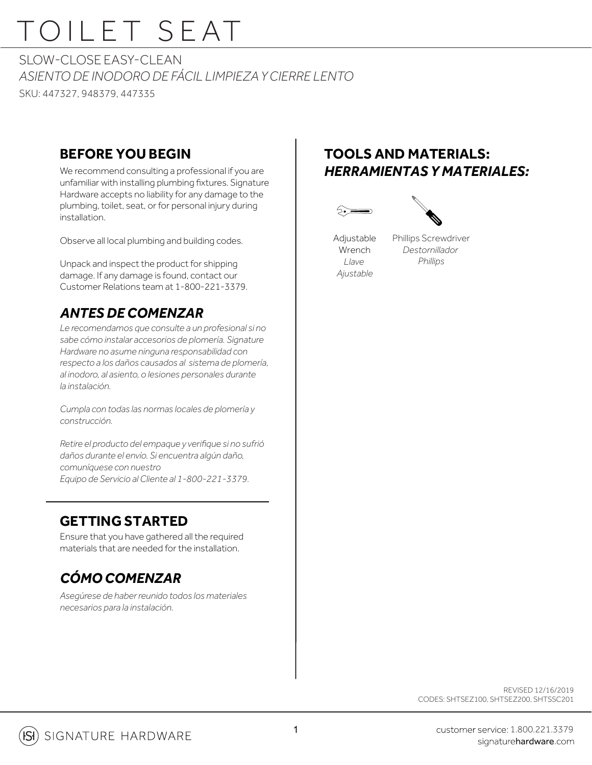# TOILET SEAT

SLOW-CLOSE EASY-CLEAN

*ASIENTO DE INODORO DE FÁCIL LIMPIEZA Y CIERRE LENTO*

SKU: 447327, 948379, 447335

## BEFORE YOU BEGIN

We recommend consulting a professional if you are unfamiliar with installing plumbing fixtures. Signature Hardware accepts no liability for any damage to the plumbing, toilet, seat, or for personal injury during installation.

Observe all local plumbing and building codes.

Unpack and inspect the product for shipping damage. If any damage is found, contact our Customer Relations team at 1-800-221-3379.

## *ANTES DE COMENZAR*

*Le recomendamos que consulte a un profesional si no sabe cómo instalar accesorios de plomería. Signature Hardware no asume ninguna responsabilidad con respecto a los daños causados al sistema de plomería, al inodoro, al asiento, o lesiones personales durante la instalación.*

*Cumpla con todas las normas locales de plomería y construcción.*

*Retire el producto del empaque y verifique si no sufrió daños durante el envío. Si encuentra algún daño, comuníquese con nuestro Equipo de Servicio al Cliente al 1-800-221-3379.*

## GETTING STARTED

Ensure that you have gathered all the required materials that are needed for the installation.

## *CÓMO COMENZAR*

*Asegúrese de haber reunido todos los materiales necesarios para la instalación.*

## TOOLS AND MATERIALS:
## *HERRAMIENTAS Y MATERIALES:*

- Adjustable Wrench / *Llave Ajustable*
- Phillips Screwdriver / *Destornillador Phillips*

REVISED 12/16/2019

CODES: SHTSEZ100, SHTSEZ200, SHTSSC201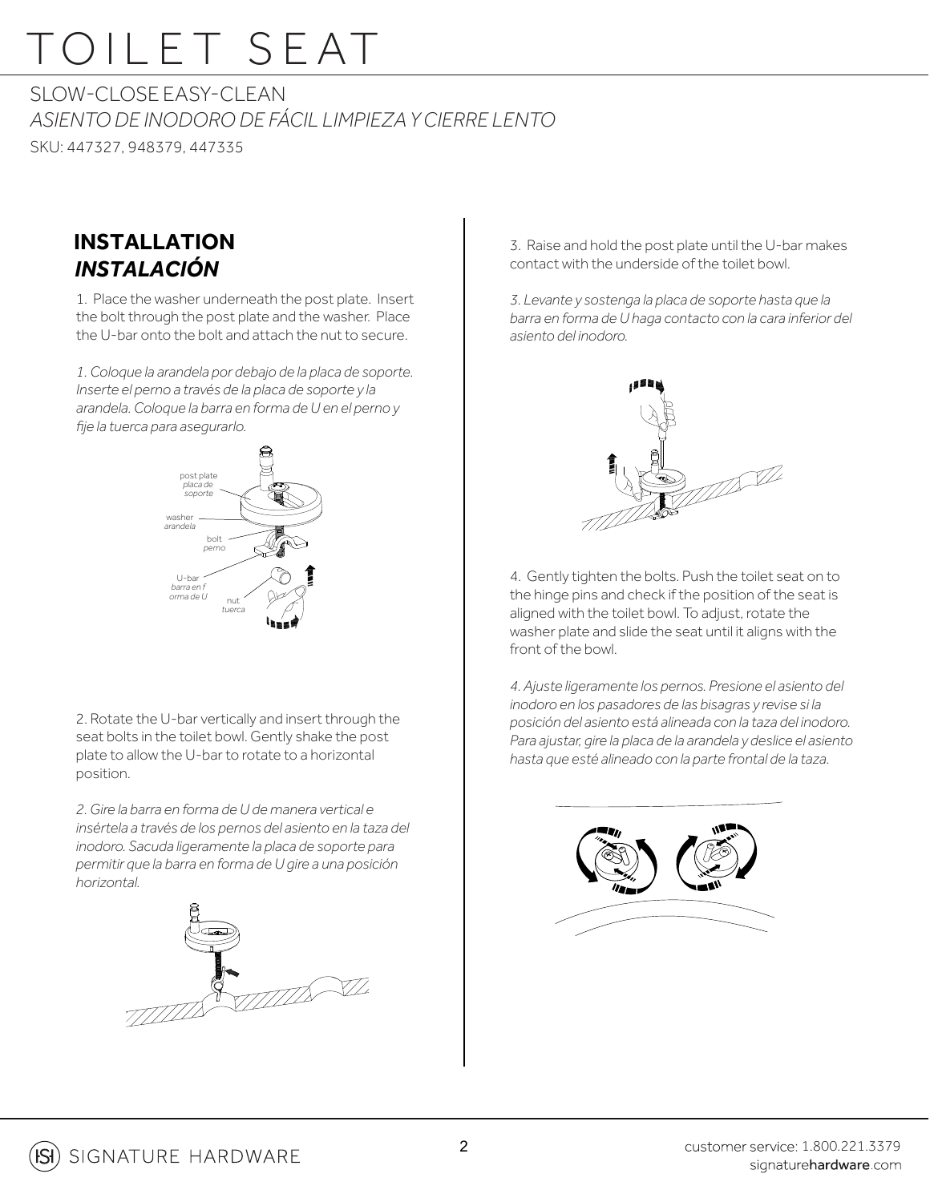# TOILET SEAT

SLOW-CLOSE EASY-CLEAN

*ASIENTO DE INODORO DE FÁCIL LIMPIEZA Y CIERRE LENTO*

SKU: 447327, 948379, 447335

## INSTALLATION
## *INSTALACIÓN*

1. Place the washer underneath the post plate. Insert the bolt through the post plate and the washer. Place the U-bar onto the bolt and attach the nut to secure.

*1. Coloque la arandela por debajo de la placa de soporte. Inserte el perno a través de la placa de soporte y la arandela. Coloque la barra en forma de U en el perno y fije la tuerca para asegurarlo.*

post plate *placa de soporte*
washer *arandela*
bolt *perno*
U-bar *barra en forma de U*
nut *tuerca*

2. Rotate the U-bar vertically and insert through the seat bolts in the toilet bowl. Gently shake the post plate to allow the U-bar to rotate to a horizontal position.

*2. Gire la barra en forma de U de manera vertical e insértela a través de los pernos del asiento en la taza del inodoro. Sacuda ligeramente la placa de soporte para permitir que la barra en forma de U gire a una posición horizontal.*

3. Raise and hold the post plate until the U-bar makes contact with the underside of the toilet bowl.

*3. Levante y sostenga la placa de soporte hasta que la barra en forma de U haga contacto con la cara inferior del asiento del inodoro.*

4. Gently tighten the bolts. Push the toilet seat on to the hinge pins and check if the position of the seat is aligned with the toilet bowl. To adjust, rotate the washer plate and slide the seat until it aligns with the front of the bowl.

*4. Ajuste ligeramente los pernos. Presione el asiento del inodoro en los pasadores de las bisagras y revise si la posición del asiento está alineada con la taza del inodoro. Para ajustar, gire la placa de la arandela y deslice el asiento hasta que esté alineado con la parte frontal de la taza.*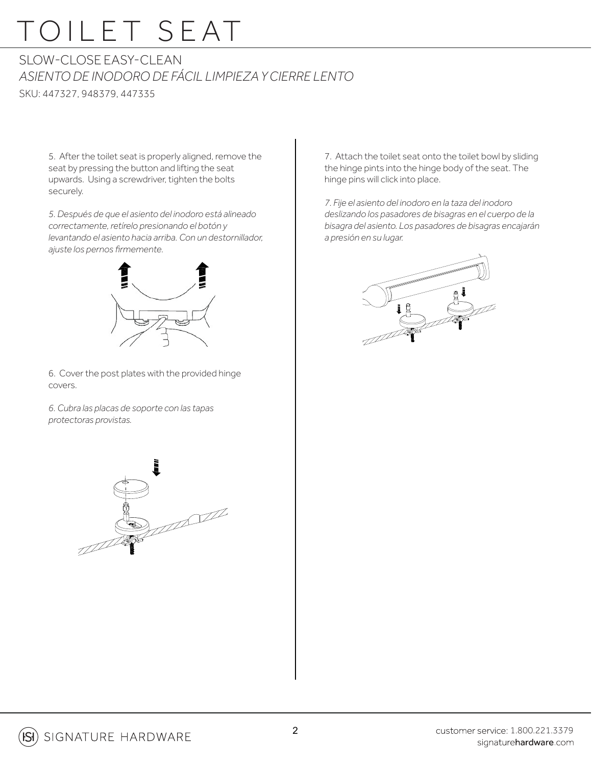# TOILET SEAT

## SLOW-CLOSE EASY-CLEAN

*ASIENTO DE INODORO DE FÁCIL LIMPIEZA Y CIERRE LENTO*

SKU: 447327, 948379, 447335

5. After the toilet seat is properly aligned, remove the seat by pressing the button and lifting the seat upwards. Using a screwdriver, tighten the bolts securely.

*5. Después de que el asiento del inodoro está alineado correctamente, retírelo presionando el botón y levantando el asiento hacia arriba. Con un destornillador, ajuste los pernos firmemente.*

6. Cover the post plates with the provided hinge covers.

*6. Cubra las placas de soporte con las tapas protectoras provistas.*

7. Attach the toilet seat onto the toilet bowl by sliding the hinge pints into the hinge body of the seat. The hinge pins will click into place.

*7. Fije el asiento del inodoro en la taza del inodoro deslizando los pasadores de bisagras en el cuerpo de la bisagra del asiento. Los pasadores de bisagras encajarán a presión en su lugar.*

SIGNATURE HARDWARE

customer service: 1.800.221.3379
signaturehardware.com